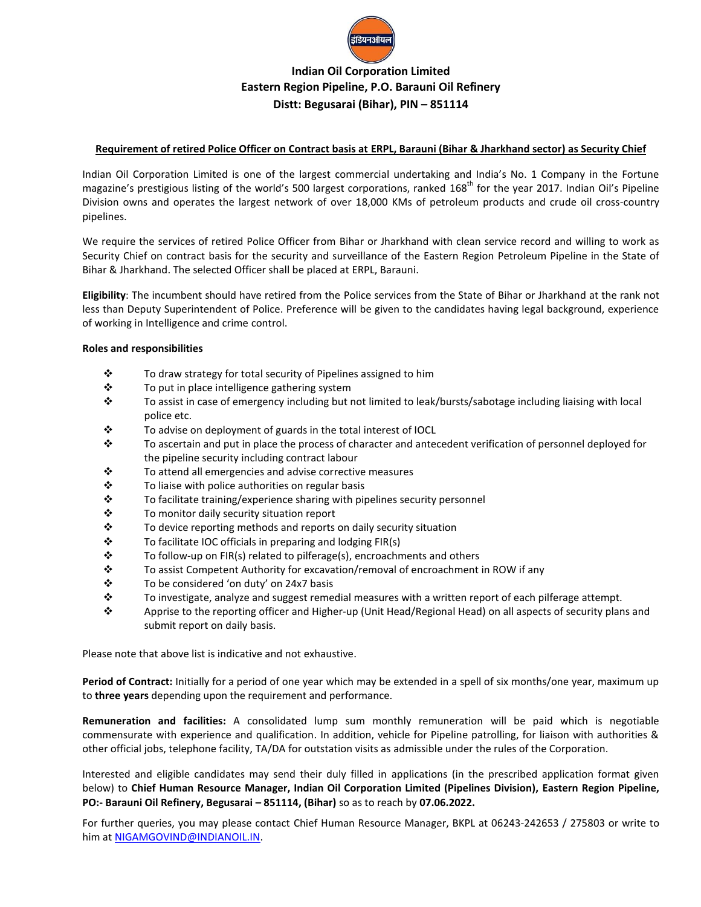# Indian Oil Corporation Limited
## Eastern Region Pipeline, P.O. Barauni Oil Refinery
## Distt: Begusarai (Bihar), PIN – 851114

**Requirement of retired Police Officer on Contract basis at ERPL, Barauni (Bihar & Jharkhand sector) as Security Chief**

Indian Oil Corporation Limited is one of the largest commercial undertaking and India's No. 1 Company in the Fortune magazine's prestigious listing of the world's 500 largest corporations, ranked 168th for the year 2017. Indian Oil's Pipeline Division owns and operates the largest network of over 18,000 KMs of petroleum products and crude oil cross-country pipelines.

We require the services of retired Police Officer from Bihar or Jharkhand with clean service record and willing to work as Security Chief on contract basis for the security and surveillance of the Eastern Region Petroleum Pipeline in the State of Bihar & Jharkhand. The selected Officer shall be placed at ERPL, Barauni.

**Eligibility**: The incumbent should have retired from the Police services from the State of Bihar or Jharkhand at the rank not less than Deputy Superintendent of Police. Preference will be given to the candidates having legal background, experience of working in Intelligence and crime control.

**Roles and responsibilities**

- To draw strategy for total security of Pipelines assigned to him
- To put in place intelligence gathering system
- To assist in case of emergency including but not limited to leak/bursts/sabotage including liaising with local police etc.
- To advise on deployment of guards in the total interest of IOCL
- To ascertain and put in place the process of character and antecedent verification of personnel deployed for the pipeline security including contract labour
- To attend all emergencies and advise corrective measures
- To liaise with police authorities on regular basis
- To facilitate training/experience sharing with pipelines security personnel
- To monitor daily security situation report
- To device reporting methods and reports on daily security situation
- To facilitate IOC officials in preparing and lodging FIR(s)
- To follow-up on FIR(s) related to pilferage(s), encroachments and others
- To assist Competent Authority for excavation/removal of encroachment in ROW if any
- To be considered 'on duty' on 24x7 basis
- To investigate, analyze and suggest remedial measures with a written report of each pilferage attempt.
- Apprise to the reporting officer and Higher-up (Unit Head/Regional Head) on all aspects of security plans and submit report on daily basis.

Please note that above list is indicative and not exhaustive.

**Period of Contract:** Initially for a period of one year which may be extended in a spell of six months/one year, maximum up to **three years** depending upon the requirement and performance.

**Remuneration and facilities:** A consolidated lump sum monthly remuneration will be paid which is negotiable commensurate with experience and qualification. In addition, vehicle for Pipeline patrolling, for liaison with authorities & other official jobs, telephone facility, TA/DA for outstation visits as admissible under the rules of the Corporation.

Interested and eligible candidates may send their duly filled in applications (in the prescribed application format given below) to **Chief Human Resource Manager, Indian Oil Corporation Limited (Pipelines Division), Eastern Region Pipeline, PO:- Barauni Oil Refinery, Begusarai – 851114, (Bihar)** so as to reach by **07.06.2022.**

For further queries, you may please contact Chief Human Resource Manager, BKPL at 06243-242653 / 275803 or write to him at NIGAMGOVIND@INDIANOIL.IN.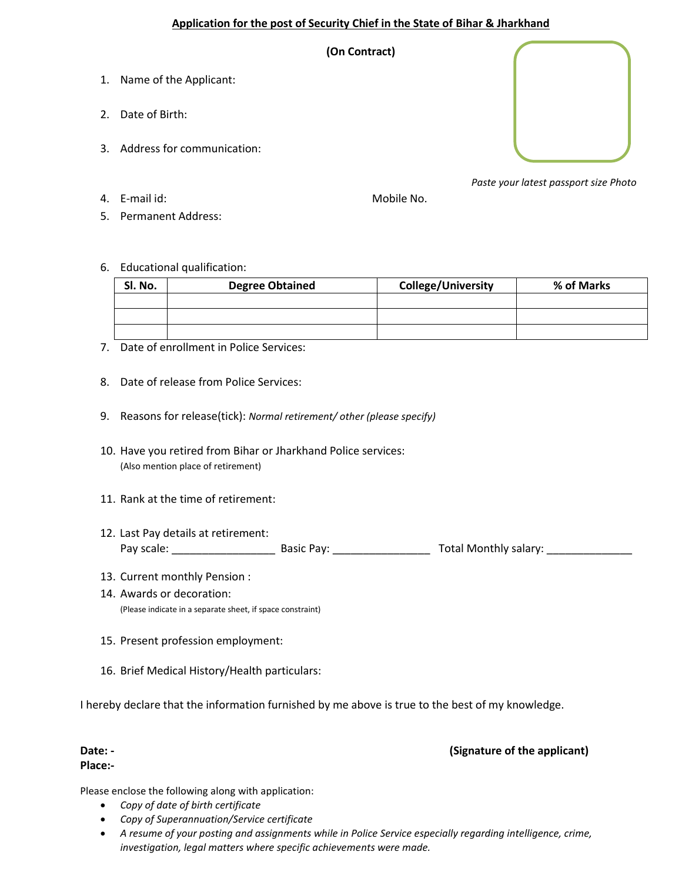**<u>Application for the post of Security Chief in the State of Bihar & Jharkhand</u>**

**(On Contract)**

*Paste your latest passport size Photo*

1. Name of the Applicant:
2. Date of Birth:
3. Address for communication:
4. E-mail id: Mobile No.
5. Permanent Address:
6. Educational qualification:

| Sl. No. | Degree Obtained | College/University | % of Marks |
|---|---|---|---|
| | | | |
| | | | |
| | | | |

7. Date of enrollment in Police Services:
8. Date of release from Police Services:
9. Reasons for release(tick): *Normal retirement/ other (please specify)*
10. Have you retired from Bihar or Jharkhand Police services:
    (Also mention place of retirement)
11. Rank at the time of retirement:
12. Last Pay details at retirement:
    Pay scale: _________________ Basic Pay: ________________ Total Monthly salary: ______________
13. Current monthly Pension :
14. Awards or decoration:
    (Please indicate in a separate sheet, if space constraint)
15. Present profession employment:
16. Brief Medical History/Health particulars:

I hereby declare that the information furnished by me above is true to the best of my knowledge.

**Date: -** **(Signature of the applicant)**
**Place:-**

Please enclose the following along with application:

- *Copy of date of birth certificate*
- *Copy of Superannuation/Service certificate*
- *A resume of your posting and assignments while in Police Service especially regarding intelligence, crime, investigation, legal matters where specific achievements were made.*